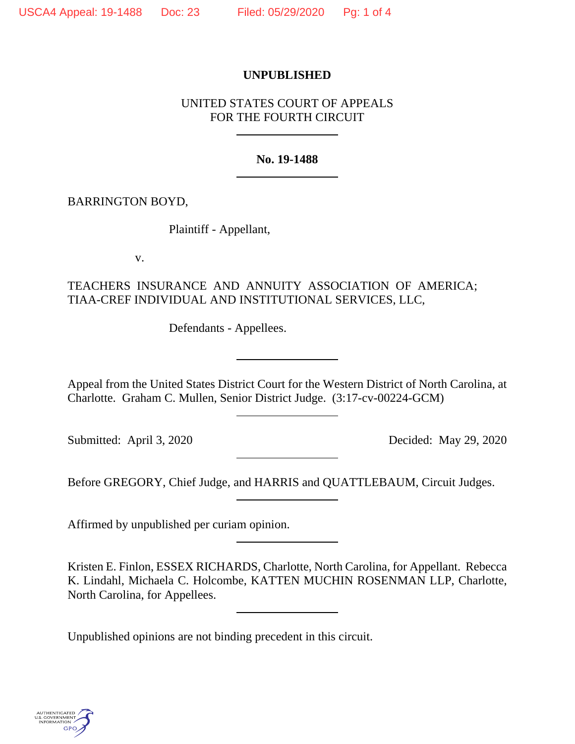**UNPUBLISHED**

UNITED STATES COURT OF APPEALS
FOR THE FOURTH CIRCUIT

---

**No. 19-1488**

---

BARRINGTON BOYD,

Plaintiff - Appellant,

v.

TEACHERS INSURANCE AND ANNUITY ASSOCIATION OF AMERICA; TIAA-CREF INDIVIDUAL AND INSTITUTIONAL SERVICES, LLC,

Defendants - Appellees.

---

Appeal from the United States District Court for the Western District of North Carolina, at Charlotte. Graham C. Mullen, Senior District Judge. (3:17-cv-00224-GCM)

---

Submitted: April 3, 2020 Decided: May 29, 2020

---

Before GREGORY, Chief Judge, and HARRIS and QUATTLEBAUM, Circuit Judges.

---

Affirmed by unpublished per curiam opinion.

---

Kristen E. Finlon, ESSEX RICHARDS, Charlotte, North Carolina, for Appellant. Rebecca K. Lindahl, Michaela C. Holcombe, KATTEN MUCHIN ROSENMAN LLP, Charlotte, North Carolina, for Appellees.

---

Unpublished opinions are not binding precedent in this circuit.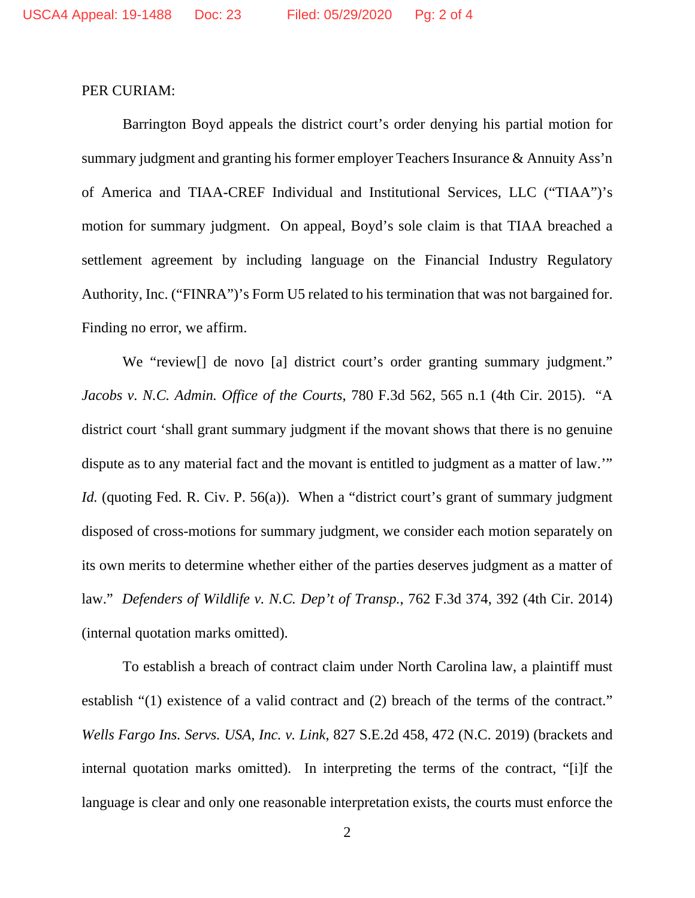PER CURIAM:

Barrington Boyd appeals the district court's order denying his partial motion for summary judgment and granting his former employer Teachers Insurance & Annuity Ass'n of America and TIAA-CREF Individual and Institutional Services, LLC ("TIAA")'s motion for summary judgment. On appeal, Boyd's sole claim is that TIAA breached a settlement agreement by including language on the Financial Industry Regulatory Authority, Inc. ("FINRA")'s Form U5 related to his termination that was not bargained for. Finding no error, we affirm.

We "review[] de novo [a] district court's order granting summary judgment." *Jacobs v. N.C. Admin. Office of the Courts*, 780 F.3d 562, 565 n.1 (4th Cir. 2015). "A district court 'shall grant summary judgment if the movant shows that there is no genuine dispute as to any material fact and the movant is entitled to judgment as a matter of law.'" *Id.* (quoting Fed. R. Civ. P. 56(a)). When a "district court's grant of summary judgment disposed of cross-motions for summary judgment, we consider each motion separately on its own merits to determine whether either of the parties deserves judgment as a matter of law." *Defenders of Wildlife v. N.C. Dep't of Transp.*, 762 F.3d 374, 392 (4th Cir. 2014) (internal quotation marks omitted).

To establish a breach of contract claim under North Carolina law, a plaintiff must establish "(1) existence of a valid contract and (2) breach of the terms of the contract." *Wells Fargo Ins. Servs. USA, Inc. v. Link*, 827 S.E.2d 458, 472 (N.C. 2019) (brackets and internal quotation marks omitted). In interpreting the terms of the contract, "[i]f the language is clear and only one reasonable interpretation exists, the courts must enforce the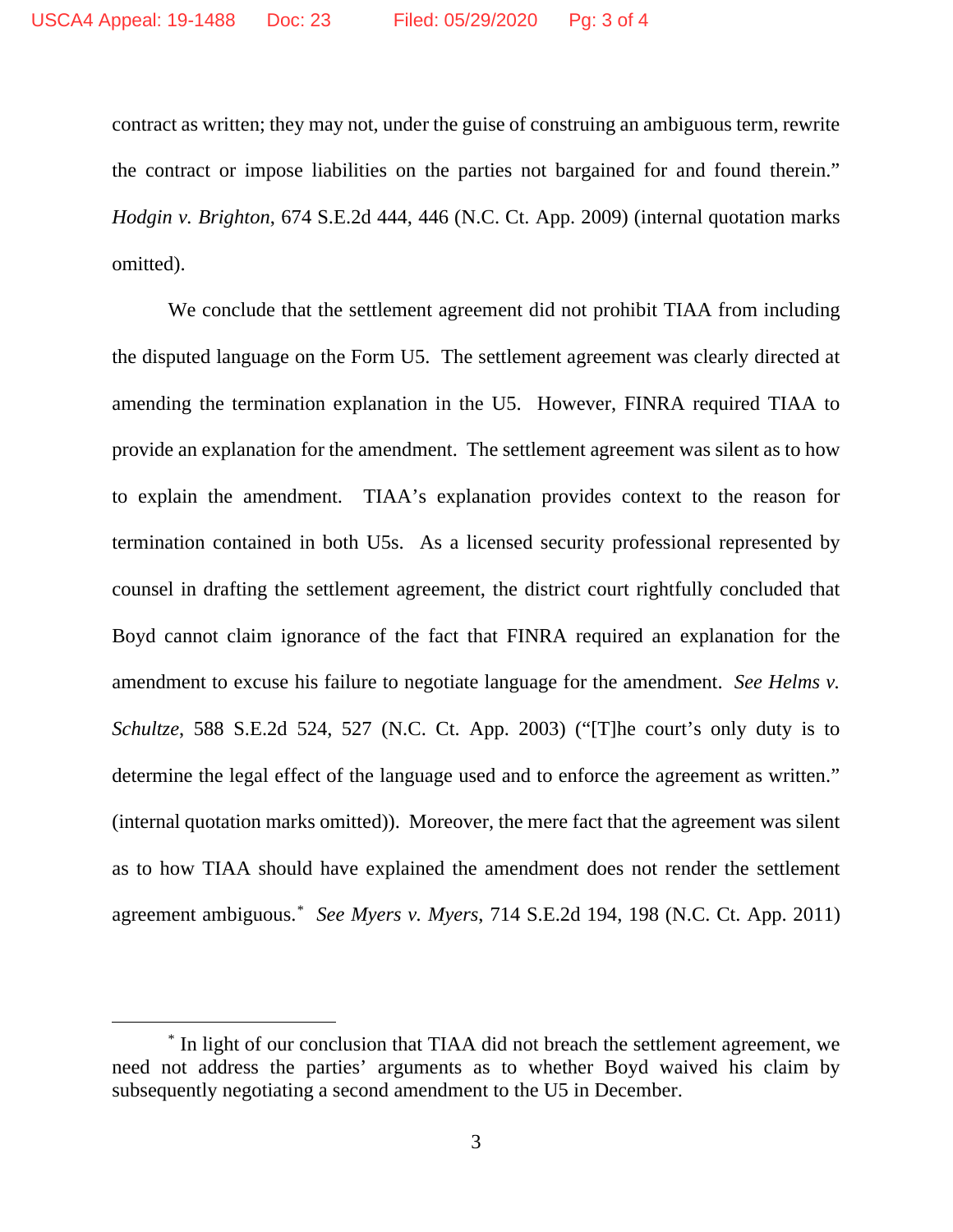contract as written; they may not, under the guise of construing an ambiguous term, rewrite the contract or impose liabilities on the parties not bargained for and found therein." *Hodgin v. Brighton*, 674 S.E.2d 444, 446 (N.C. Ct. App. 2009) (internal quotation marks omitted).

We conclude that the settlement agreement did not prohibit TIAA from including the disputed language on the Form U5. The settlement agreement was clearly directed at amending the termination explanation in the U5. However, FINRA required TIAA to provide an explanation for the amendment. The settlement agreement was silent as to how to explain the amendment. TIAA's explanation provides context to the reason for termination contained in both U5s. As a licensed security professional represented by counsel in drafting the settlement agreement, the district court rightfully concluded that Boyd cannot claim ignorance of the fact that FINRA required an explanation for the amendment to excuse his failure to negotiate language for the amendment. *See Helms v. Schultze*, 588 S.E.2d 524, 527 (N.C. Ct. App. 2003) ("[T]he court's only duty is to determine the legal effect of the language used and to enforce the agreement as written." (internal quotation marks omitted)). Moreover, the mere fact that the agreement was silent as to how TIAA should have explained the amendment does not render the settlement agreement ambiguous.[*] *See Myers v. Myers*, 714 S.E.2d 194, 198 (N.C. Ct. App. 2011)

---

[*] In light of our conclusion that TIAA did not breach the settlement agreement, we need not address the parties' arguments as to whether Boyd waived his claim by subsequently negotiating a second amendment to the U5 in December.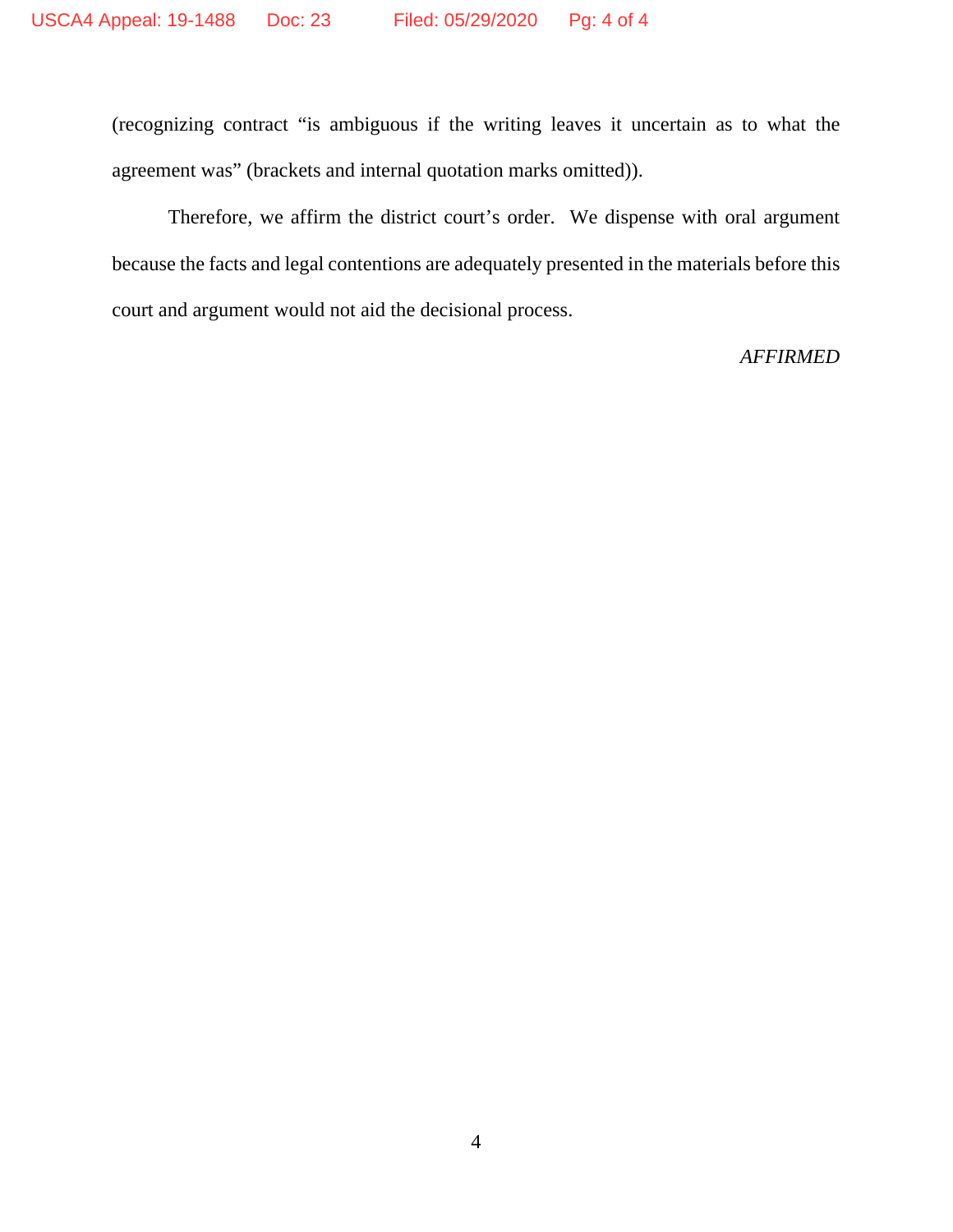(recognizing contract "is ambiguous if the writing leaves it uncertain as to what the agreement was" (brackets and internal quotation marks omitted)).

Therefore, we affirm the district court's order. We dispense with oral argument because the facts and legal contentions are adequately presented in the materials before this court and argument would not aid the decisional process.

*AFFIRMED*